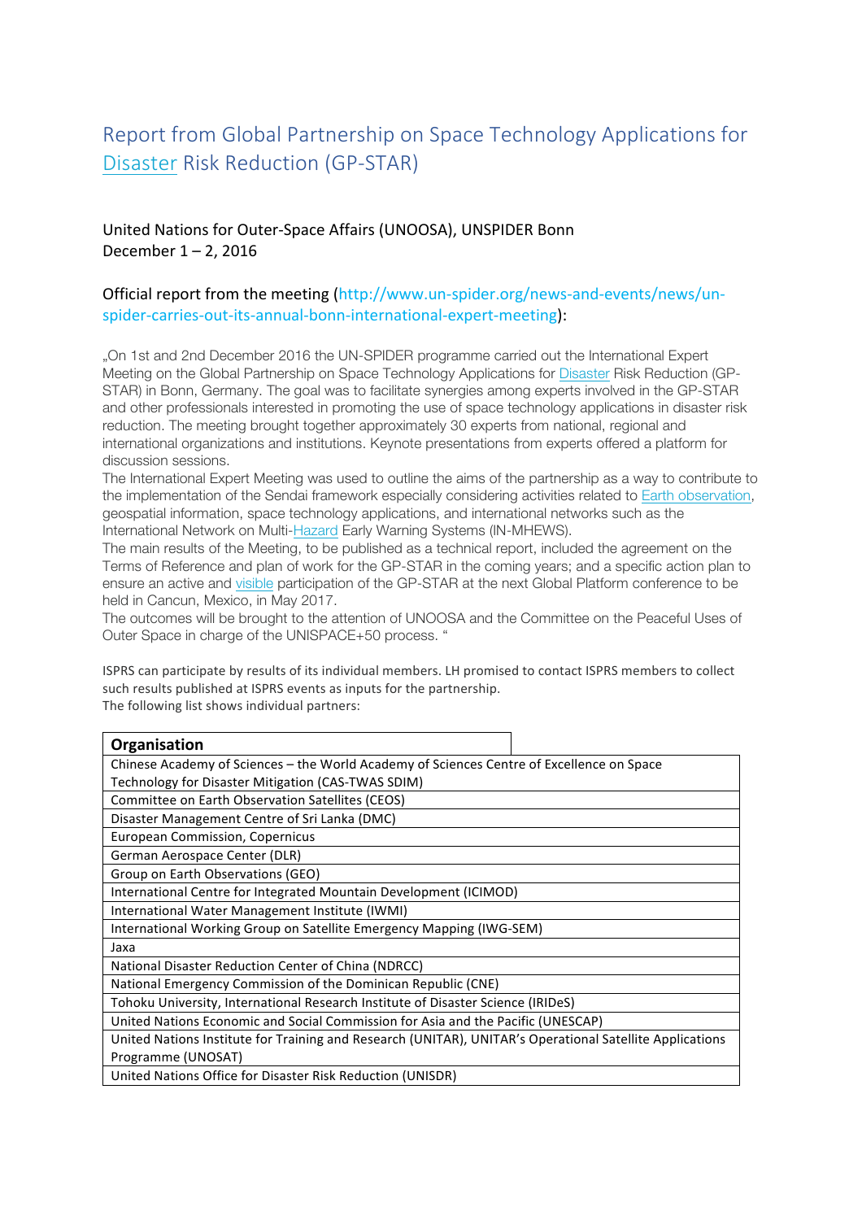# Report from Global Partnership on Space Technology Applications for Disaster Risk Reduction (GP-STAR)

United Nations for Outer-Space Affairs (UNOOSA), UNSPIDER Bonn
December 1 – 2, 2016

Official report from the meeting (http://www.un-spider.org/news-and-events/news/un-spider-carries-out-its-annual-bonn-international-expert-meeting):

„On 1st and 2nd December 2016 the UN-SPIDER programme carried out the International Expert Meeting on the Global Partnership on Space Technology Applications for Disaster Risk Reduction (GP-STAR) in Bonn, Germany. The goal was to facilitate synergies among experts involved in the GP-STAR and other professionals interested in promoting the use of space technology applications in disaster risk reduction. The meeting brought together approximately 30 experts from national, regional and international organizations and institutions. Keynote presentations from experts offered a platform for discussion sessions.
The International Expert Meeting was used to outline the aims of the partnership as a way to contribute to the implementation of the Sendai framework especially considering activities related to Earth observation, geospatial information, space technology applications, and international networks such as the International Network on Multi-Hazard Early Warning Systems (IN-MHEWS).
The main results of the Meeting, to be published as a technical report, included the agreement on the Terms of Reference and plan of work for the GP-STAR in the coming years; and a specific action plan to ensure an active and visible participation of the GP-STAR at the next Global Platform conference to be held in Cancun, Mexico, in May 2017.
The outcomes will be brought to the attention of UNOOSA and the Committee on the Peaceful Uses of Outer Space in charge of the UNISPACE+50 process. "

ISPRS can participate by results of its individual members. LH promised to contact ISPRS members to collect such results published at ISPRS events as inputs for the partnership.
The following list shows individual partners:

| Organisation |
|---|
| Chinese Academy of Sciences – the World Academy of Sciences Centre of Excellence on Space Technology for Disaster Mitigation (CAS-TWAS SDIM) |
| Committee on Earth Observation Satellites (CEOS) |
| Disaster Management Centre of Sri Lanka (DMC) |
| European Commission, Copernicus |
| German Aerospace Center (DLR) |
| Group on Earth Observations (GEO) |
| International Centre for Integrated Mountain Development (ICIMOD) |
| International Water Management Institute (IWMI) |
| International Working Group on Satellite Emergency Mapping (IWG-SEM) |
| Jaxa |
| National Disaster Reduction Center of China (NDRCC) |
| National Emergency Commission of the Dominican Republic (CNE) |
| Tohoku University, International Research Institute of Disaster Science (IRIDeS) |
| United Nations Economic and Social Commission for Asia and the Pacific (UNESCAP) |
| United Nations Institute for Training and Research (UNITAR), UNITAR's Operational Satellite Applications Programme (UNOSAT) |
| United Nations Office for Disaster Risk Reduction (UNISDR) |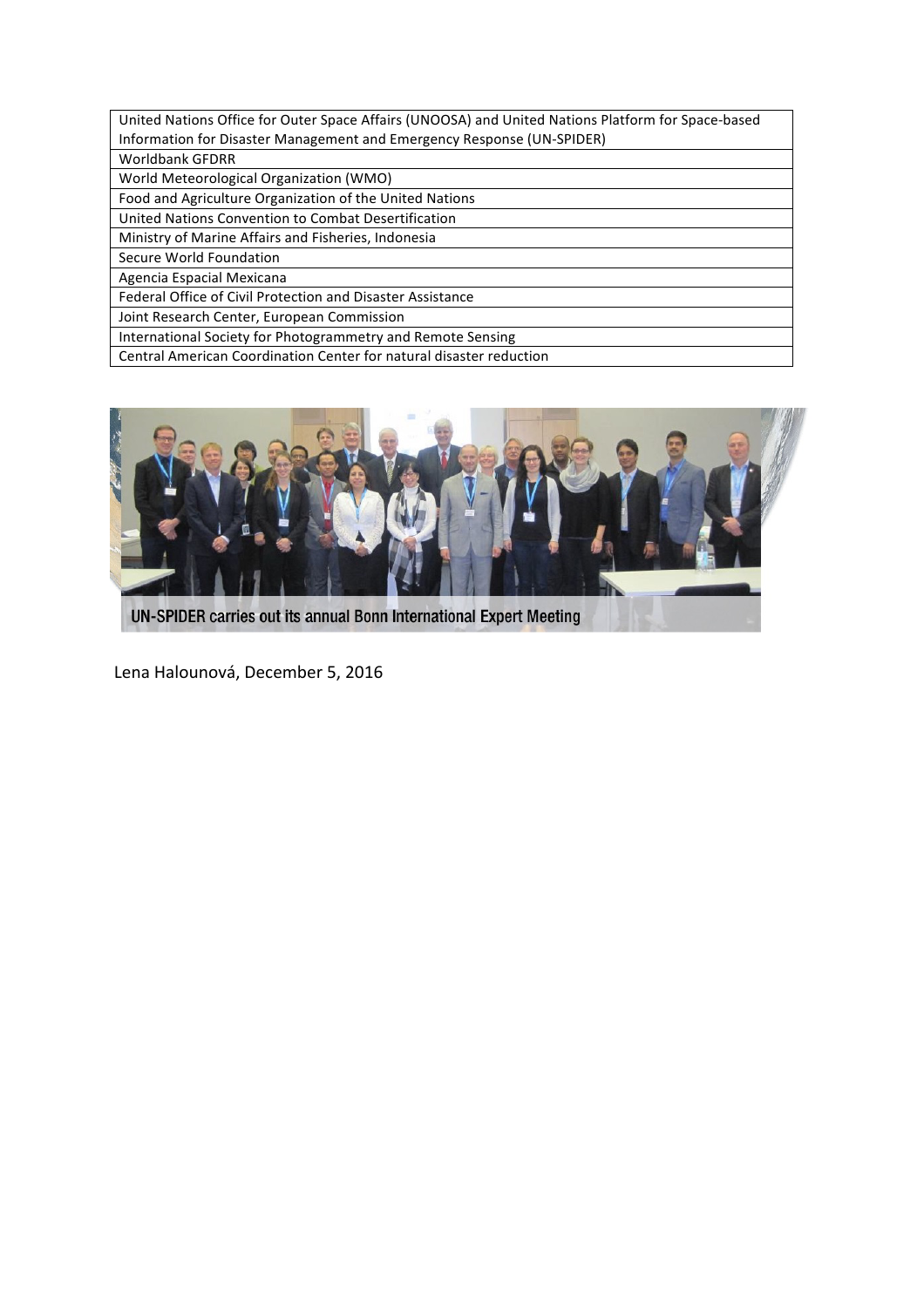| |
|---|
| United Nations Office for Outer Space Affairs (UNOOSA) and United Nations Platform for Space-based Information for Disaster Management and Emergency Response (UN-SPIDER) |
| Worldbank GFDRR |
| World Meteorological Organization (WMO) |
| Food and Agriculture Organization of the United Nations |
| United Nations Convention to Combat Desertification |
| Ministry of Marine Affairs and Fisheries, Indonesia |
| Secure World Foundation |
| Agencia Espacial Mexicana |
| Federal Office of Civil Protection and Disaster Assistance |
| Joint Research Center, European Commission |
| International Society for Photogrammetry and Remote Sensing |
| Central American Coordination Center for natural disaster reduction |

UN-SPIDER carries out its annual Bonn International Expert Meeting

Lena Halounová, December 5, 2016